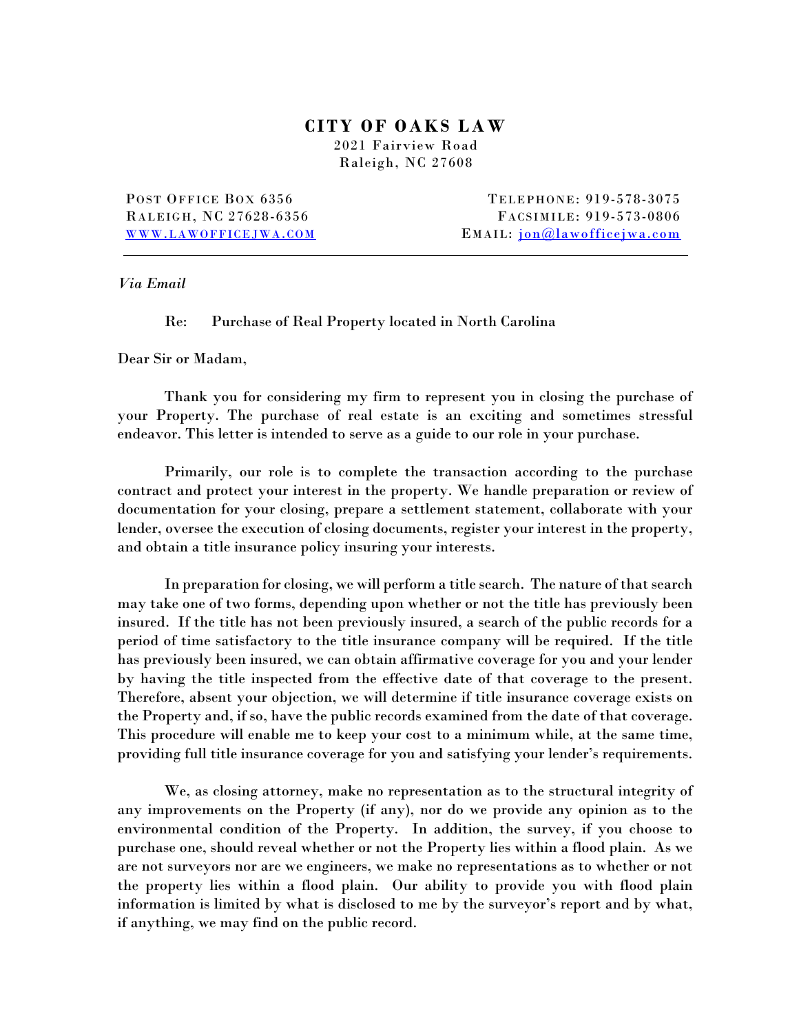# CITY OF OAKS LAW

2021 Fairview Road
Raleigh, NC 27608

POST OFFICE BOX 6356
RALEIGH, NC 27628-6356
WWW.LAWOFFICEJWA.COM

TELEPHONE: 919-578-3075
FACSIMILE: 919-573-0806
EMAIL: jon@lawofficejwa.com

---

*Via Email*

Re: Purchase of Real Property located in North Carolina

Dear Sir or Madam,

Thank you for considering my firm to represent you in closing the purchase of your Property. The purchase of real estate is an exciting and sometimes stressful endeavor. This letter is intended to serve as a guide to our role in your purchase.

Primarily, our role is to complete the transaction according to the purchase contract and protect your interest in the property. We handle preparation or review of documentation for your closing, prepare a settlement statement, collaborate with your lender, oversee the execution of closing documents, register your interest in the property, and obtain a title insurance policy insuring your interests.

In preparation for closing, we will perform a title search. The nature of that search may take one of two forms, depending upon whether or not the title has previously been insured. If the title has not been previously insured, a search of the public records for a period of time satisfactory to the title insurance company will be required. If the title has previously been insured, we can obtain affirmative coverage for you and your lender by having the title inspected from the effective date of that coverage to the present. Therefore, absent your objection, we will determine if title insurance coverage exists on the Property and, if so, have the public records examined from the date of that coverage. This procedure will enable me to keep your cost to a minimum while, at the same time, providing full title insurance coverage for you and satisfying your lender's requirements.

We, as closing attorney, make no representation as to the structural integrity of any improvements on the Property (if any), nor do we provide any opinion as to the environmental condition of the Property. In addition, the survey, if you choose to purchase one, should reveal whether or not the Property lies within a flood plain. As we are not surveyors nor are we engineers, we make no representations as to whether or not the property lies within a flood plain. Our ability to provide you with flood plain information is limited by what is disclosed to me by the surveyor's report and by what, if anything, we may find on the public record.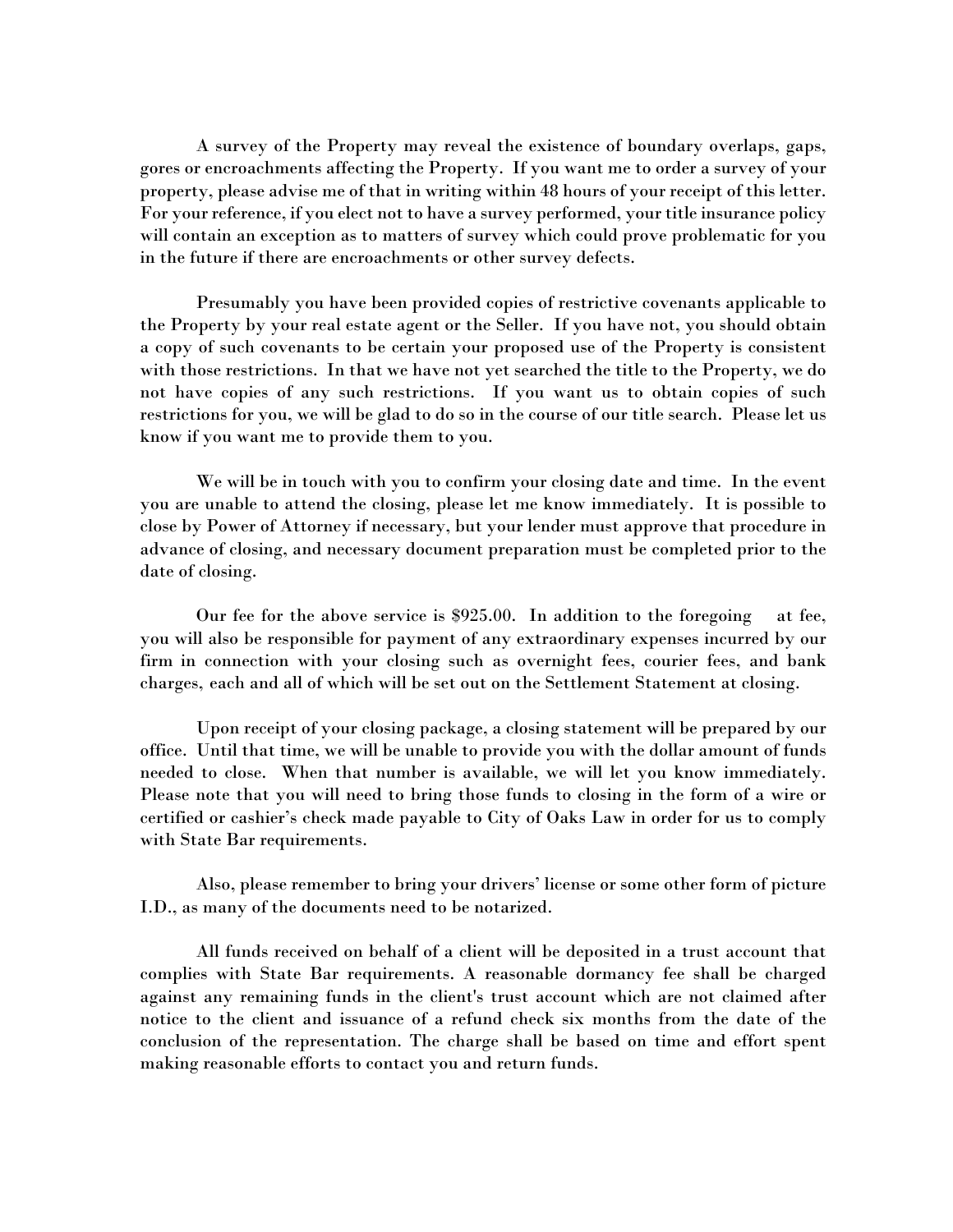A survey of the Property may reveal the existence of boundary overlaps, gaps, gores or encroachments affecting the Property. If you want me to order a survey of your property, please advise me of that in writing within 48 hours of your receipt of this letter. For your reference, if you elect not to have a survey performed, your title insurance policy will contain an exception as to matters of survey which could prove problematic for you in the future if there are encroachments or other survey defects.

Presumably you have been provided copies of restrictive covenants applicable to the Property by your real estate agent or the Seller. If you have not, you should obtain a copy of such covenants to be certain your proposed use of the Property is consistent with those restrictions. In that we have not yet searched the title to the Property, we do not have copies of any such restrictions. If you want us to obtain copies of such restrictions for you, we will be glad to do so in the course of our title search. Please let us know if you want me to provide them to you.

We will be in touch with you to confirm your closing date and time. In the event you are unable to attend the closing, please let me know immediately. It is possible to close by Power of Attorney if necessary, but your lender must approve that procedure in advance of closing, and necessary document preparation must be completed prior to the date of closing.

Our fee for the above service is $925.00. In addition to the foregoing at fee, you will also be responsible for payment of any extraordinary expenses incurred by our firm in connection with your closing such as overnight fees, courier fees, and bank charges, each and all of which will be set out on the Settlement Statement at closing.

Upon receipt of your closing package, a closing statement will be prepared by our office. Until that time, we will be unable to provide you with the dollar amount of funds needed to close. When that number is available, we will let you know immediately. Please note that you will need to bring those funds to closing in the form of a wire or certified or cashier's check made payable to City of Oaks Law in order for us to comply with State Bar requirements.

Also, please remember to bring your drivers' license or some other form of picture I.D., as many of the documents need to be notarized.

All funds received on behalf of a client will be deposited in a trust account that complies with State Bar requirements. A reasonable dormancy fee shall be charged against any remaining funds in the client's trust account which are not claimed after notice to the client and issuance of a refund check six months from the date of the conclusion of the representation. The charge shall be based on time and effort spent making reasonable efforts to contact you and return funds.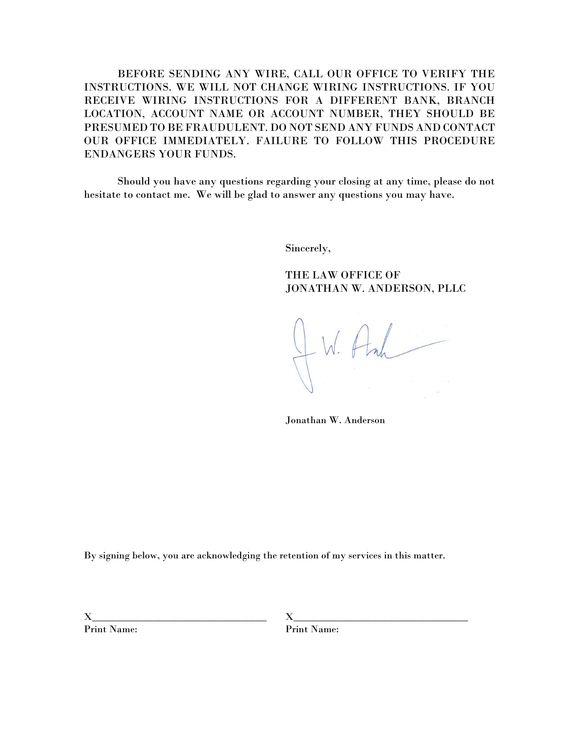BEFORE SENDING ANY WIRE, CALL OUR OFFICE TO VERIFY THE INSTRUCTIONS. WE WILL NOT CHANGE WIRING INSTRUCTIONS. IF YOU RECEIVE WIRING INSTRUCTIONS FOR A DIFFERENT BANK, BRANCH LOCATION, ACCOUNT NAME OR ACCOUNT NUMBER, THEY SHOULD BE PRESUMED TO BE FRAUDULENT. DO NOT SEND ANY FUNDS AND CONTACT OUR OFFICE IMMEDIATELY. FAILURE TO FOLLOW THIS PROCEDURE ENDANGERS YOUR FUNDS.

Should you have any questions regarding your closing at any time, please do not hesitate to contact me. We will be glad to answer any questions you may have.

Sincerely,

THE LAW OFFICE OF
JONATHAN W. ANDERSON, PLLC

Jonathan W. Anderson

By signing below, you are acknowledging the retention of my services in this matter.

X________________________________ X________________________________
Print Name: Print Name: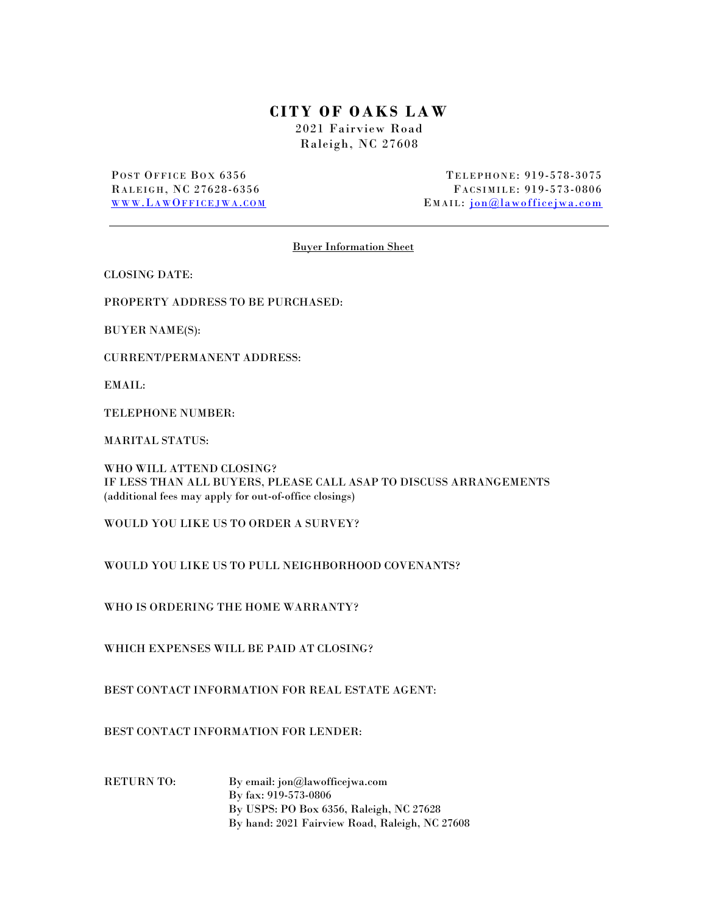# CITY OF OAKS LAW

2021 Fairview Road
Raleigh, NC 27608

POST OFFICE BOX 6356
RALEIGH, NC 27628-6356
WWW.LAWOFFICEJWA.COM

TELEPHONE: 919-578-3075
FACSIMILE: 919-573-0806
EMAIL: jon@lawofficejwa.com

---

## Buyer Information Sheet

CLOSING DATE:

PROPERTY ADDRESS TO BE PURCHASED:

BUYER NAME(S):

CURRENT/PERMANENT ADDRESS:

EMAIL:

TELEPHONE NUMBER:

MARITAL STATUS:

WHO WILL ATTEND CLOSING?
IF LESS THAN ALL BUYERS, PLEASE CALL ASAP TO DISCUSS ARRANGEMENTS
(additional fees may apply for out-of-office closings)

WOULD YOU LIKE US TO ORDER A SURVEY?

WOULD YOU LIKE US TO PULL NEIGHBORHOOD COVENANTS?

WHO IS ORDERING THE HOME WARRANTY?

WHICH EXPENSES WILL BE PAID AT CLOSING?

BEST CONTACT INFORMATION FOR REAL ESTATE AGENT:

BEST CONTACT INFORMATION FOR LENDER:

RETURN TO:
By email: jon@lawofficejwa.com
By fax: 919-573-0806
By USPS: PO Box 6356, Raleigh, NC 27628
By hand: 2021 Fairview Road, Raleigh, NC 27608